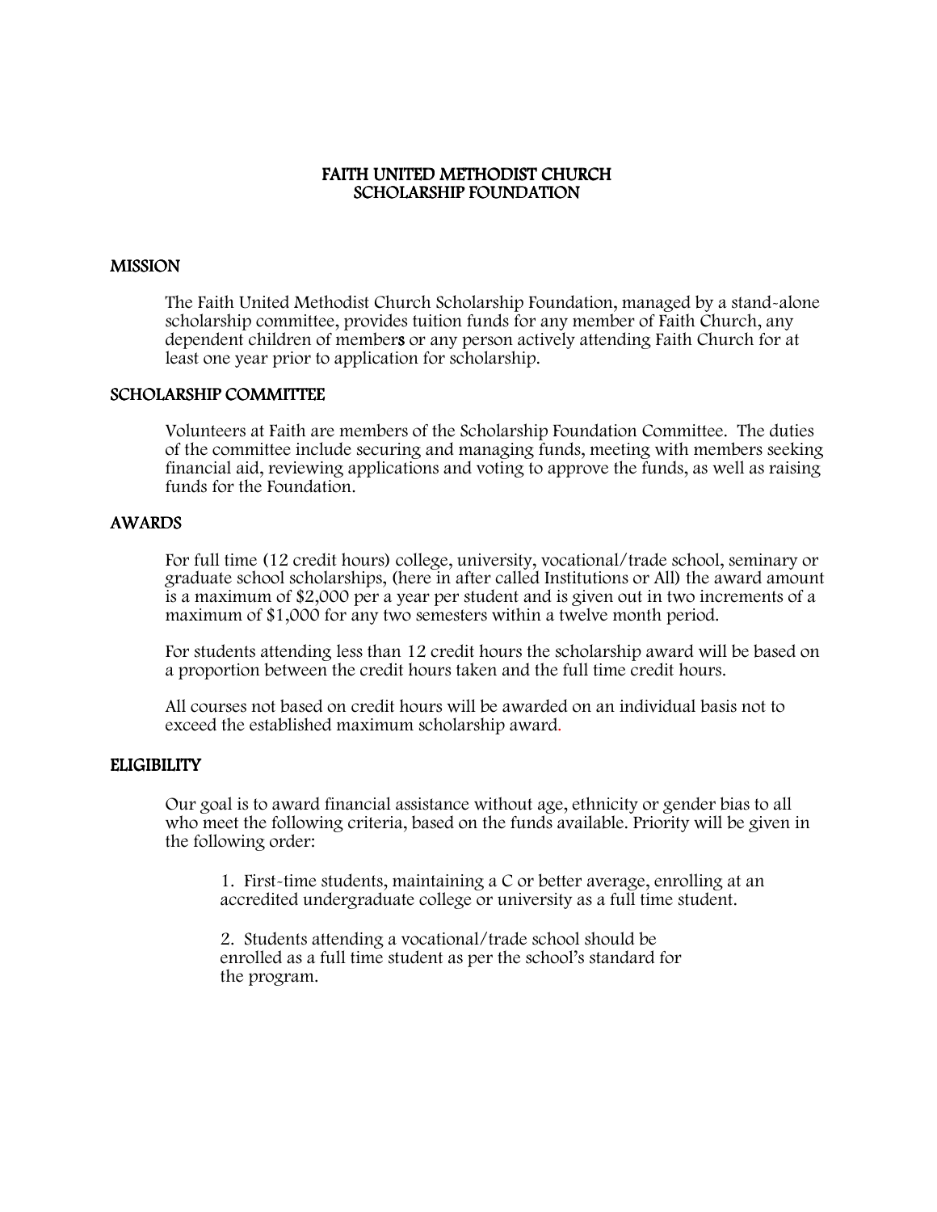# FAITH UNITED METHODIST CHURCH
# SCHOLARSHIP FOUNDATION

## MISSION

The Faith United Methodist Church Scholarship Foundation, managed by a stand-alone scholarship committee, provides tuition funds for any member of Faith Church, any dependent children of members or any person actively attending Faith Church for at least one year prior to application for scholarship.

## SCHOLARSHIP COMMITTEE

Volunteers at Faith are members of the Scholarship Foundation Committee. The duties of the committee include securing and managing funds, meeting with members seeking financial aid, reviewing applications and voting to approve the funds, as well as raising funds for the Foundation.

## AWARDS

For full time (12 credit hours) college, university, vocational/trade school, seminary or graduate school scholarships, (here in after called Institutions or All) the award amount is a maximum of $2,000 per a year per student and is given out in two increments of a maximum of $1,000 for any two semesters within a twelve month period.

For students attending less than 12 credit hours the scholarship award will be based on a proportion between the credit hours taken and the full time credit hours.

All courses not based on credit hours will be awarded on an individual basis not to exceed the established maximum scholarship award.

## ELIGIBILITY

Our goal is to award financial assistance without age, ethnicity or gender bias to all who meet the following criteria, based on the funds available. Priority will be given in the following order:

1. First-time students, maintaining a C or better average, enrolling at an accredited undergraduate college or university as a full time student.

2. Students attending a vocational/trade school should be enrolled as a full time student as per the school's standard for the program.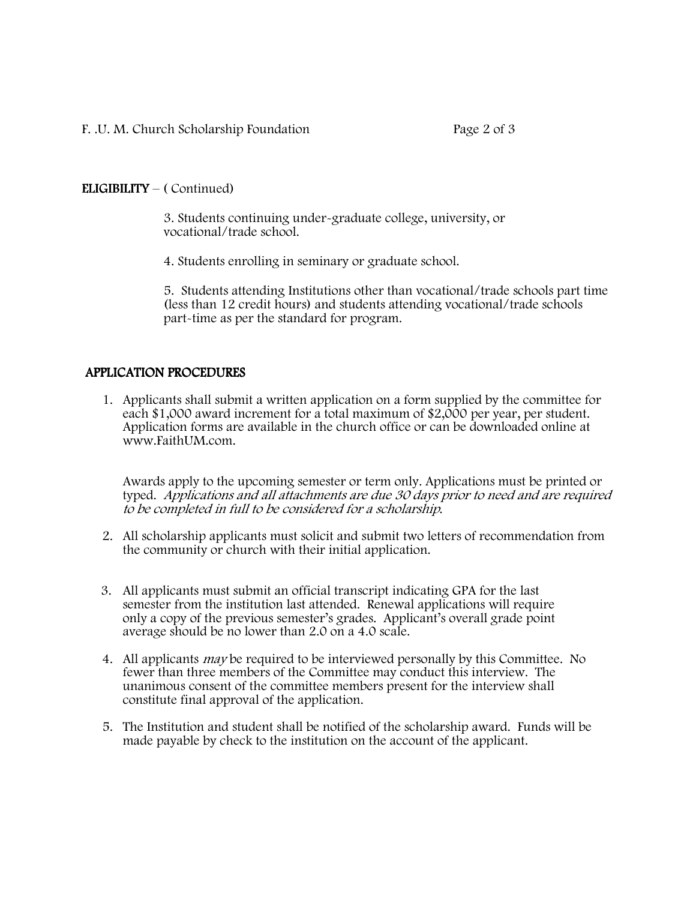**ELIGIBILITY** – ( Continued)

3. Students continuing under-graduate college, university, or vocational/trade school.
4. Students enrolling in seminary or graduate school.
5. Students attending Institutions other than vocational/trade schools part time (less than 12 credit hours) and students attending vocational/trade schools part-time as per the standard for program.

## APPLICATION PROCEDURES

1. Applicants shall submit a written application on a form supplied by the committee for each $1,000 award increment for a total maximum of $2,000 per year, per student. Application forms are available in the church office or can be downloaded online at www.FaithUM.com.

   Awards apply to the upcoming semester or term only. Applications must be printed or typed. *Applications and all attachments are due 30 days prior to need and are required to be completed in full to be considered for a scholarship.*

2. All scholarship applicants must solicit and submit two letters of recommendation from the community or church with their initial application.
3. All applicants must submit an official transcript indicating GPA for the last semester from the institution last attended. Renewal applications will require only a copy of the previous semester's grades. Applicant's overall grade point average should be no lower than 2.0 on a 4.0 scale.
4. All applicants *may* be required to be interviewed personally by this Committee. No fewer than three members of the Committee may conduct this interview. The unanimous consent of the committee members present for the interview shall constitute final approval of the application.
5. The Institution and student shall be notified of the scholarship award. Funds will be made payable by check to the institution on the account of the applicant.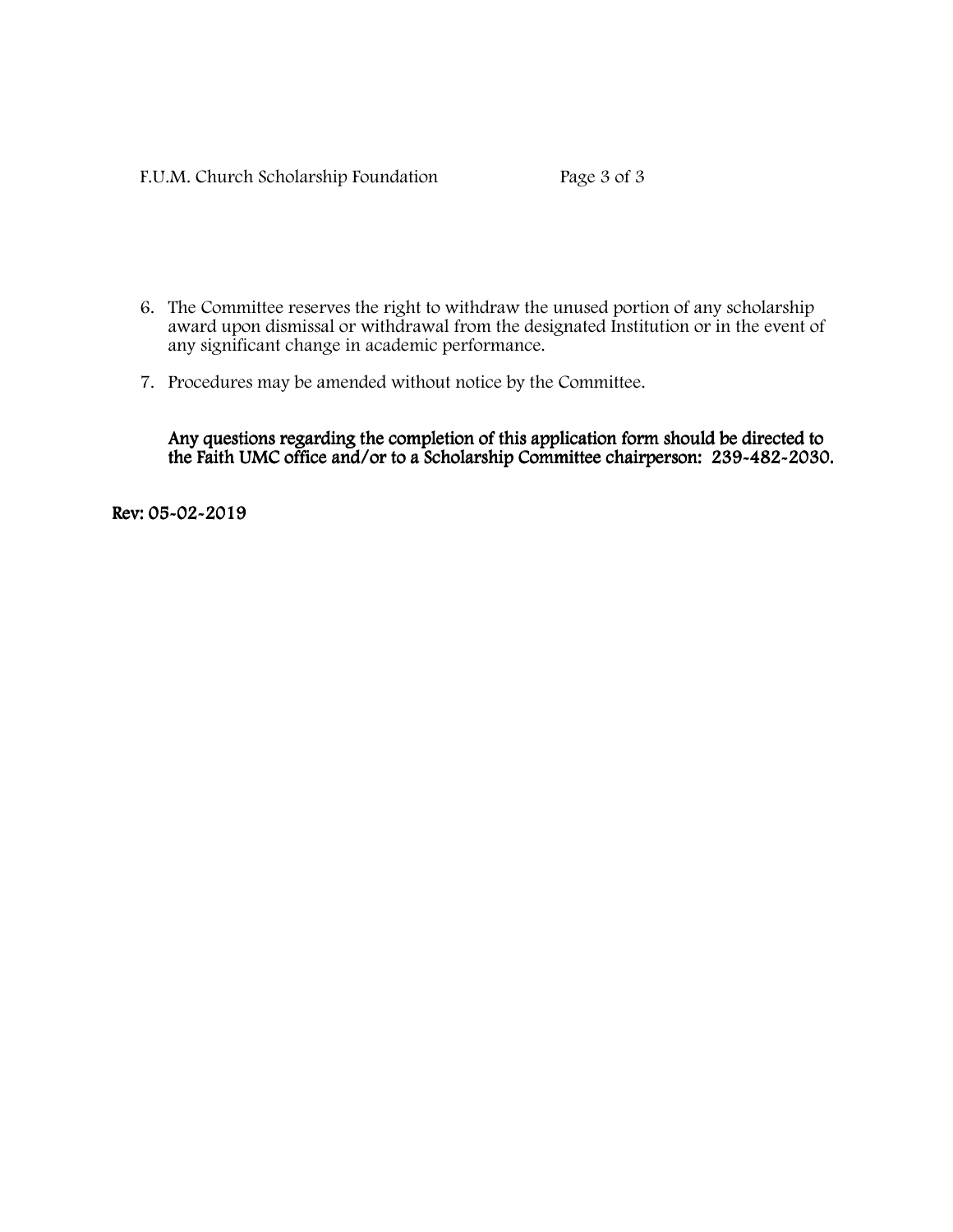6. The Committee reserves the right to withdraw the unused portion of any scholarship award upon dismissal or withdrawal from the designated Institution or in the event of any significant change in academic performance.

7. Procedures may be amended without notice by the Committee.

**Any questions regarding the completion of this application form should be directed to the Faith UMC office and/or to a Scholarship Committee chairperson: 239-482-2030.**

**Rev: 05-02-2019**